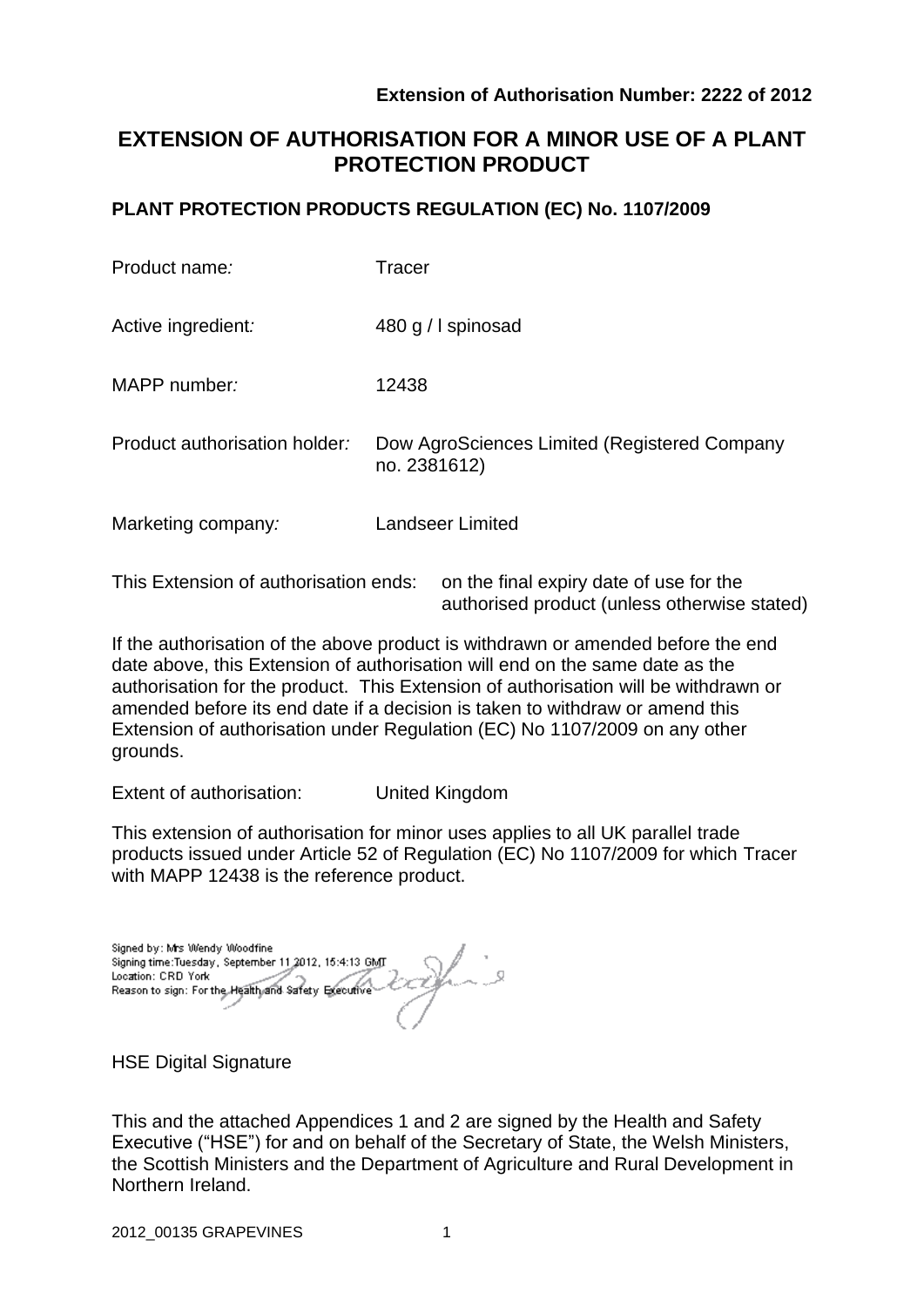**Extension of Authorisation Number: 2222 of 2012**

# EXTENSION OF AUTHORISATION FOR A MINOR USE OF A PLANT PROTECTION PRODUCT

## PLANT PROTECTION PRODUCTS REGULATION (EC) No. 1107/2009

| | |
|---|---|
| Product name: | Tracer |
| Active ingredient: | 480 g / l spinosad |
| MAPP number: | 12438 |
| Product authorisation holder: | Dow AgroSciences Limited (Registered Company no. 2381612) |
| Marketing company: | Landseer Limited |

This Extension of authorisation ends: on the final expiry date of use for the authorised product (unless otherwise stated)

If the authorisation of the above product is withdrawn or amended before the end date above, this Extension of authorisation will end on the same date as the authorisation for the product. This Extension of authorisation will be withdrawn or amended before its end date if a decision is taken to withdraw or amend this Extension of authorisation under Regulation (EC) No 1107/2009 on any other grounds.

Extent of authorisation: United Kingdom

This extension of authorisation for minor uses applies to all UK parallel trade products issued under Article 52 of Regulation (EC) No 1107/2009 for which Tracer with MAPP 12438 is the reference product.

Signed by: Mrs Wendy Woodfine
Signing time: Tuesday, September 11 2012, 15:4:13 GMT
Location: CRD York
Reason to sign: For the Health and Safety Executive

HSE Digital Signature

This and the attached Appendices 1 and 2 are signed by the Health and Safety Executive ("HSE") for and on behalf of the Secretary of State, the Welsh Ministers, the Scottish Ministers and the Department of Agriculture and Rural Development in Northern Ireland.

2012_00135 GRAPEVINES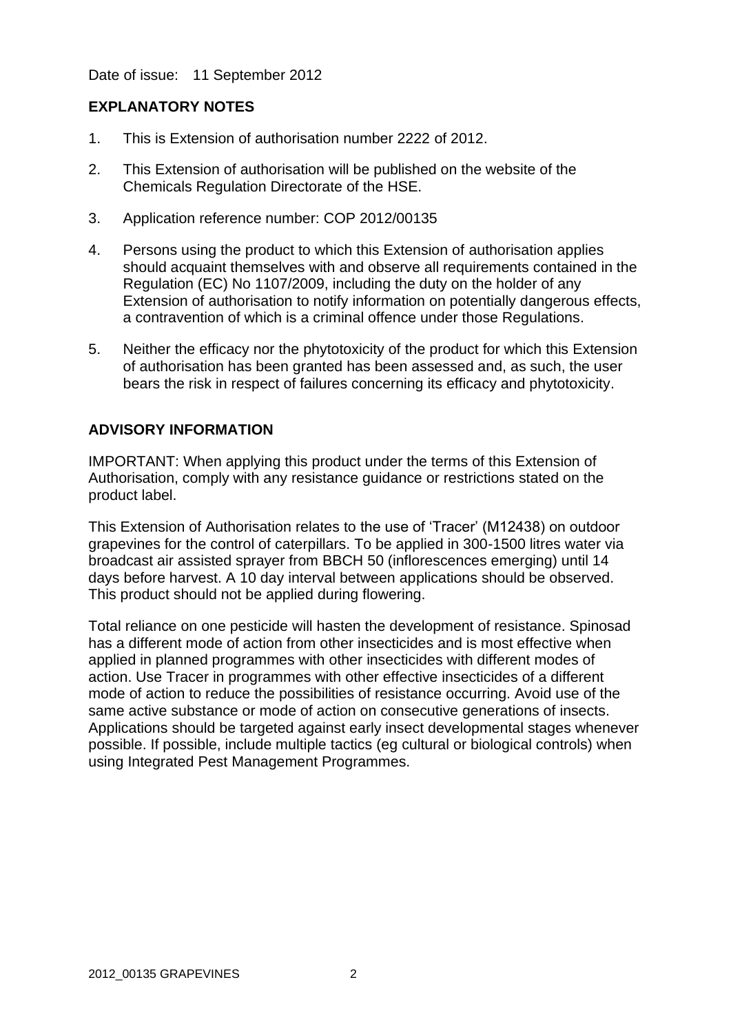Date of issue: 11 September 2012

## EXPLANATORY NOTES

1. This is Extension of authorisation number 2222 of 2012.
2. This Extension of authorisation will be published on the website of the Chemicals Regulation Directorate of the HSE.
3. Application reference number: COP 2012/00135
4. Persons using the product to which this Extension of authorisation applies should acquaint themselves with and observe all requirements contained in the Regulation (EC) No 1107/2009, including the duty on the holder of any Extension of authorisation to notify information on potentially dangerous effects, a contravention of which is a criminal offence under those Regulations.
5. Neither the efficacy nor the phytotoxicity of the product for which this Extension of authorisation has been granted has been assessed and, as such, the user bears the risk in respect of failures concerning its efficacy and phytotoxicity.

## ADVISORY INFORMATION

IMPORTANT: When applying this product under the terms of this Extension of Authorisation, comply with any resistance guidance or restrictions stated on the product label.

This Extension of Authorisation relates to the use of 'Tracer' (M12438) on outdoor grapevines for the control of caterpillars. To be applied in 300-1500 litres water via broadcast air assisted sprayer from BBCH 50 (inflorescences emerging) until 14 days before harvest. A 10 day interval between applications should be observed. This product should not be applied during flowering.

Total reliance on one pesticide will hasten the development of resistance. Spinosad has a different mode of action from other insecticides and is most effective when applied in planned programmes with other insecticides with different modes of action. Use Tracer in programmes with other effective insecticides of a different mode of action to reduce the possibilities of resistance occurring. Avoid use of the same active substance or mode of action on consecutive generations of insects. Applications should be targeted against early insect developmental stages whenever possible. If possible, include multiple tactics (eg cultural or biological controls) when using Integrated Pest Management Programmes.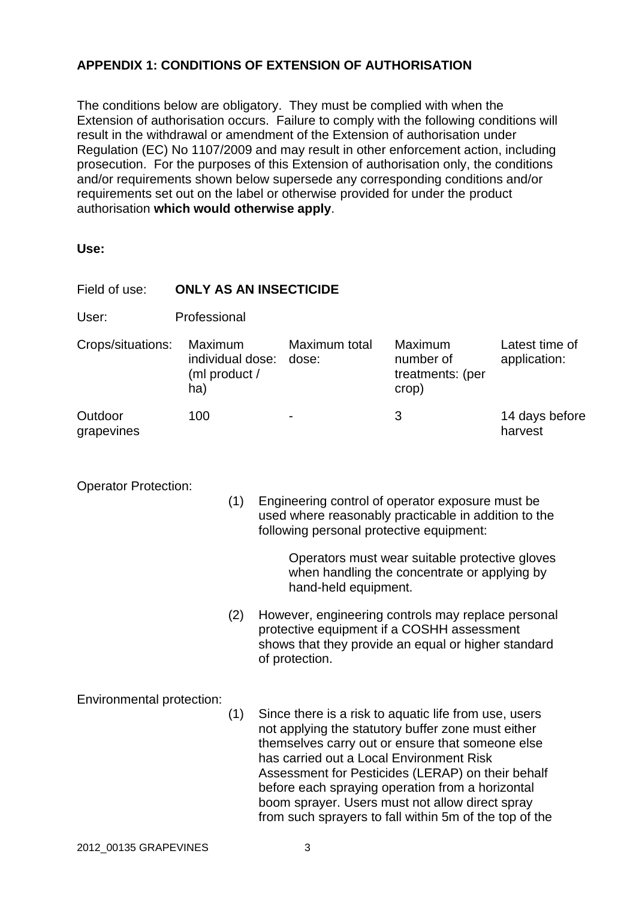**APPENDIX 1: CONDITIONS OF EXTENSION OF AUTHORISATION**

The conditions below are obligatory. They must be complied with when the Extension of authorisation occurs. Failure to comply with the following conditions will result in the withdrawal or amendment of the Extension of authorisation under Regulation (EC) No 1107/2009 and may result in other enforcement action, including prosecution. For the purposes of this Extension of authorisation only, the conditions and/or requirements shown below supersede any corresponding conditions and/or requirements set out on the label or otherwise provided for under the product authorisation **which would otherwise apply**.

**Use:**

Field of use: **ONLY AS AN INSECTICIDE**

User: Professional

| Crops/situations: | Maximum individual dose: (ml product / ha) | Maximum total dose: | Maximum number of treatments: (per crop) | Latest time of application: |
|---|---|---|---|---|
| Outdoor grapevines | 100 | - | 3 | 14 days before harvest |

Operator Protection:

(1) Engineering control of operator exposure must be used where reasonably practicable in addition to the following personal protective equipment:

Operators must wear suitable protective gloves when handling the concentrate or applying by hand-held equipment.

(2) However, engineering controls may replace personal protective equipment if a COSHH assessment shows that they provide an equal or higher standard of protection.

Environmental protection:

(1) Since there is a risk to aquatic life from use, users not applying the statutory buffer zone must either themselves carry out or ensure that someone else has carried out a Local Environment Risk Assessment for Pesticides (LERAP) on their behalf before each spraying operation from a horizontal boom sprayer. Users must not allow direct spray from such sprayers to fall within 5m of the top of the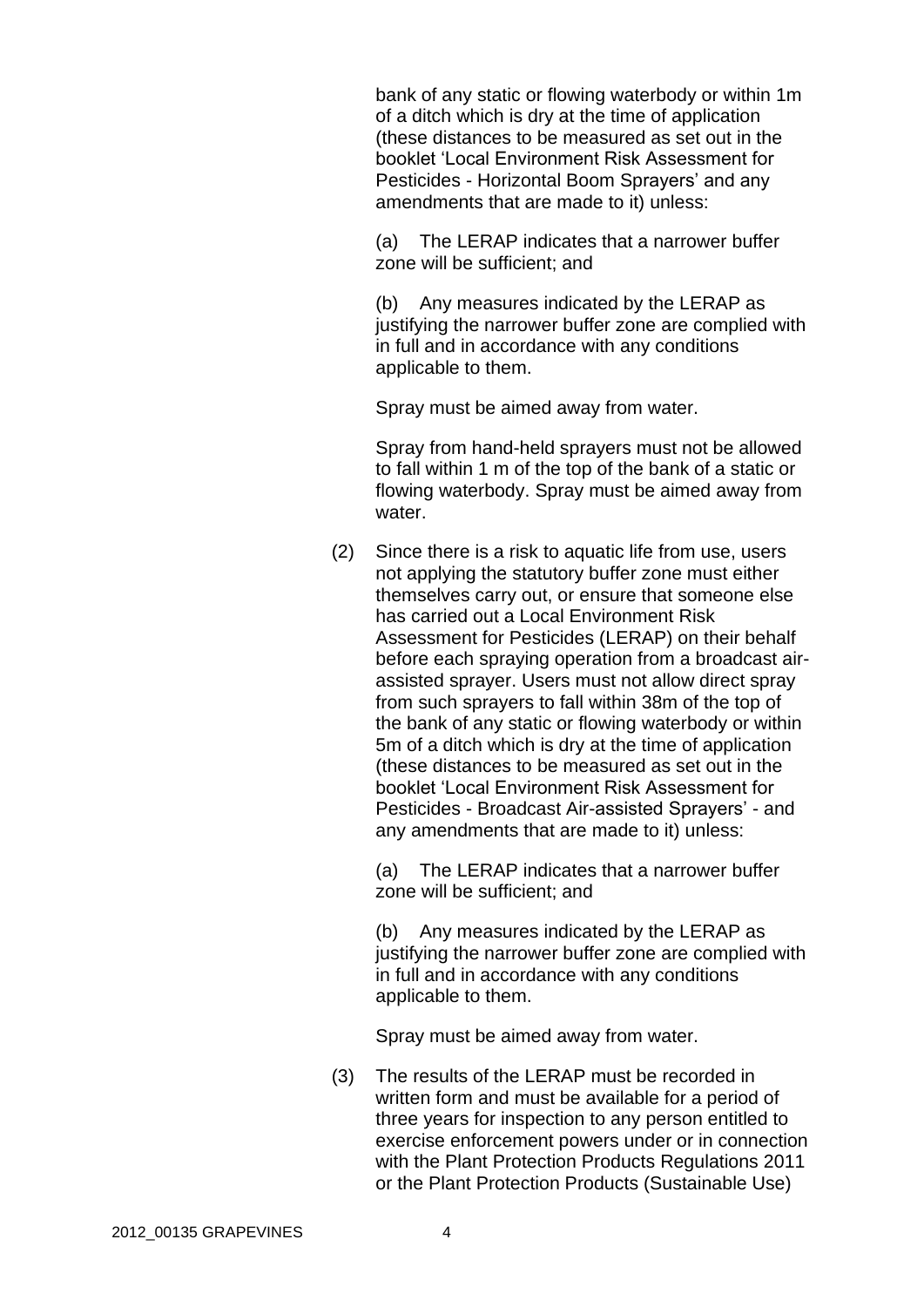bank of any static or flowing waterbody or within 1m of a ditch which is dry at the time of application (these distances to be measured as set out in the booklet 'Local Environment Risk Assessment for Pesticides - Horizontal Boom Sprayers' and any amendments that are made to it) unless:

(a) The LERAP indicates that a narrower buffer zone will be sufficient; and

(b) Any measures indicated by the LERAP as justifying the narrower buffer zone are complied with in full and in accordance with any conditions applicable to them.

Spray must be aimed away from water.

Spray from hand-held sprayers must not be allowed to fall within 1 m of the top of the bank of a static or flowing waterbody. Spray must be aimed away from water.

(2) Since there is a risk to aquatic life from use, users not applying the statutory buffer zone must either themselves carry out, or ensure that someone else has carried out a Local Environment Risk Assessment for Pesticides (LERAP) on their behalf before each spraying operation from a broadcast air-assisted sprayer. Users must not allow direct spray from such sprayers to fall within 38m of the top of the bank of any static or flowing waterbody or within 5m of a ditch which is dry at the time of application (these distances to be measured as set out in the booklet 'Local Environment Risk Assessment for Pesticides - Broadcast Air-assisted Sprayers' - and any amendments that are made to it) unless:

(a) The LERAP indicates that a narrower buffer zone will be sufficient; and

(b) Any measures indicated by the LERAP as justifying the narrower buffer zone are complied with in full and in accordance with any conditions applicable to them.

Spray must be aimed away from water.

(3) The results of the LERAP must be recorded in written form and must be available for a period of three years for inspection to any person entitled to exercise enforcement powers under or in connection with the Plant Protection Products Regulations 2011 or the Plant Protection Products (Sustainable Use)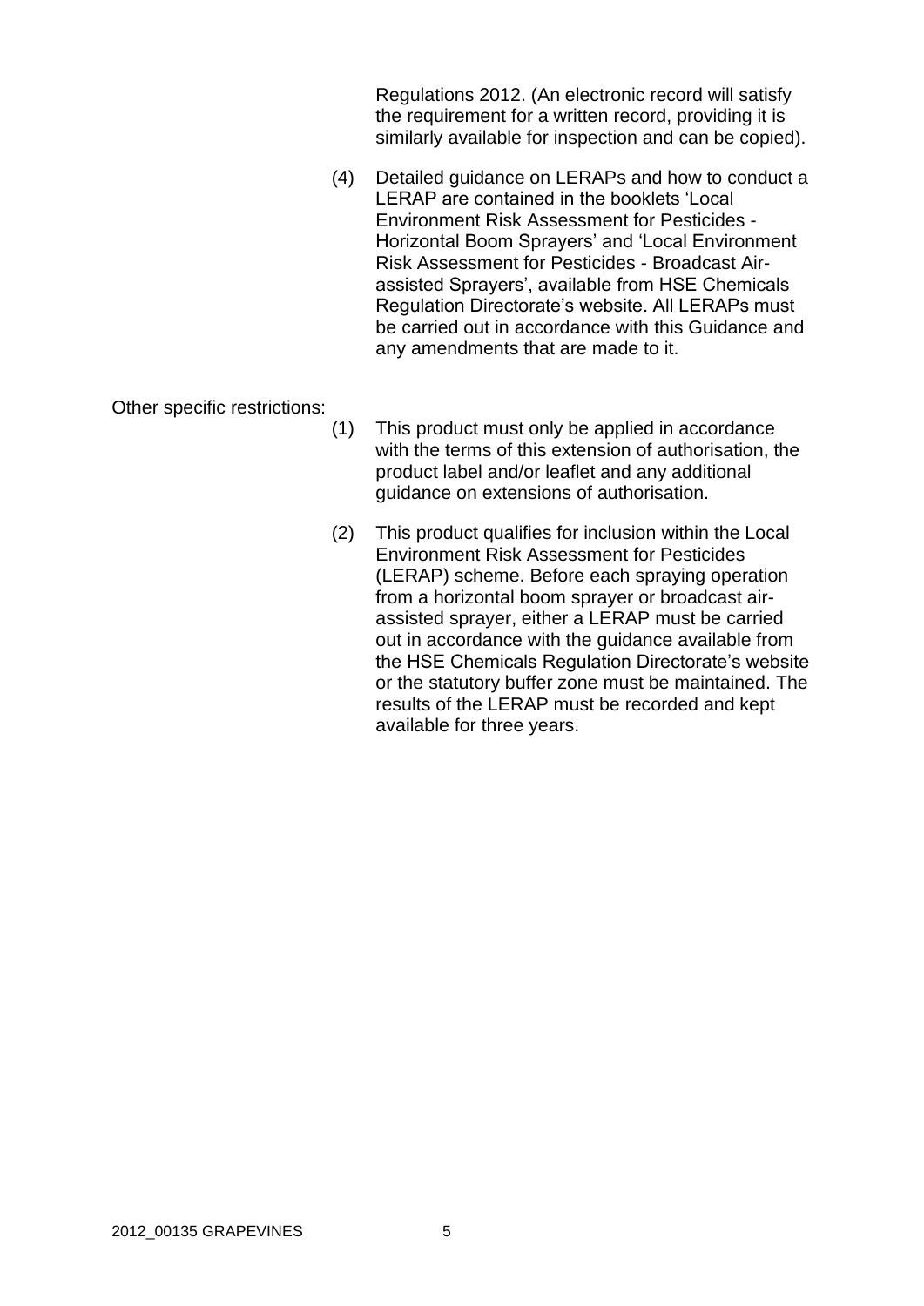Regulations 2012. (An electronic record will satisfy the requirement for a written record, providing it is similarly available for inspection and can be copied).

(4) Detailed guidance on LERAPs and how to conduct a LERAP are contained in the booklets 'Local Environment Risk Assessment for Pesticides - Horizontal Boom Sprayers' and 'Local Environment Risk Assessment for Pesticides - Broadcast Air-assisted Sprayers', available from HSE Chemicals Regulation Directorate's website. All LERAPs must be carried out in accordance with this Guidance and any amendments that are made to it.

Other specific restrictions:

(1) This product must only be applied in accordance with the terms of this extension of authorisation, the product label and/or leaflet and any additional guidance on extensions of authorisation.

(2) This product qualifies for inclusion within the Local Environment Risk Assessment for Pesticides (LERAP) scheme. Before each spraying operation from a horizontal boom sprayer or broadcast air-assisted sprayer, either a LERAP must be carried out in accordance with the guidance available from the HSE Chemicals Regulation Directorate's website or the statutory buffer zone must be maintained. The results of the LERAP must be recorded and kept available for three years.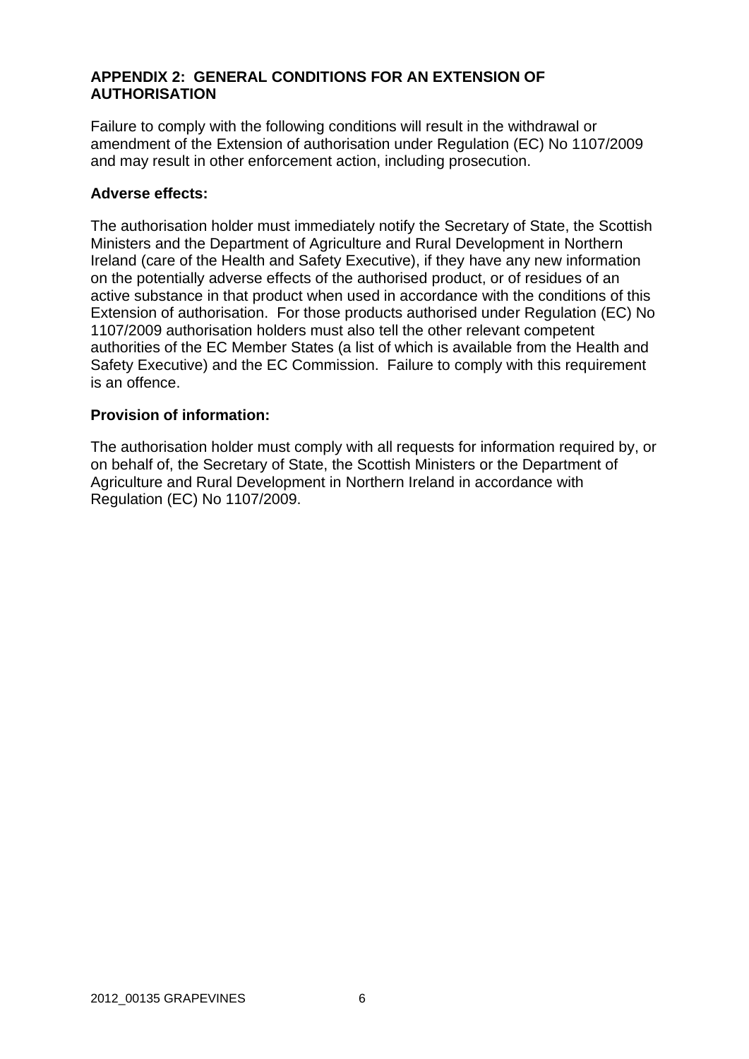## APPENDIX 2: GENERAL CONDITIONS FOR AN EXTENSION OF AUTHORISATION

Failure to comply with the following conditions will result in the withdrawal or amendment of the Extension of authorisation under Regulation (EC) No 1107/2009 and may result in other enforcement action, including prosecution.

### Adverse effects:

The authorisation holder must immediately notify the Secretary of State, the Scottish Ministers and the Department of Agriculture and Rural Development in Northern Ireland (care of the Health and Safety Executive), if they have any new information on the potentially adverse effects of the authorised product, or of residues of an active substance in that product when used in accordance with the conditions of this Extension of authorisation. For those products authorised under Regulation (EC) No 1107/2009 authorisation holders must also tell the other relevant competent authorities of the EC Member States (a list of which is available from the Health and Safety Executive) and the EC Commission. Failure to comply with this requirement is an offence.

### Provision of information:

The authorisation holder must comply with all requests for information required by, or on behalf of, the Secretary of State, the Scottish Ministers or the Department of Agriculture and Rural Development in Northern Ireland in accordance with Regulation (EC) No 1107/2009.